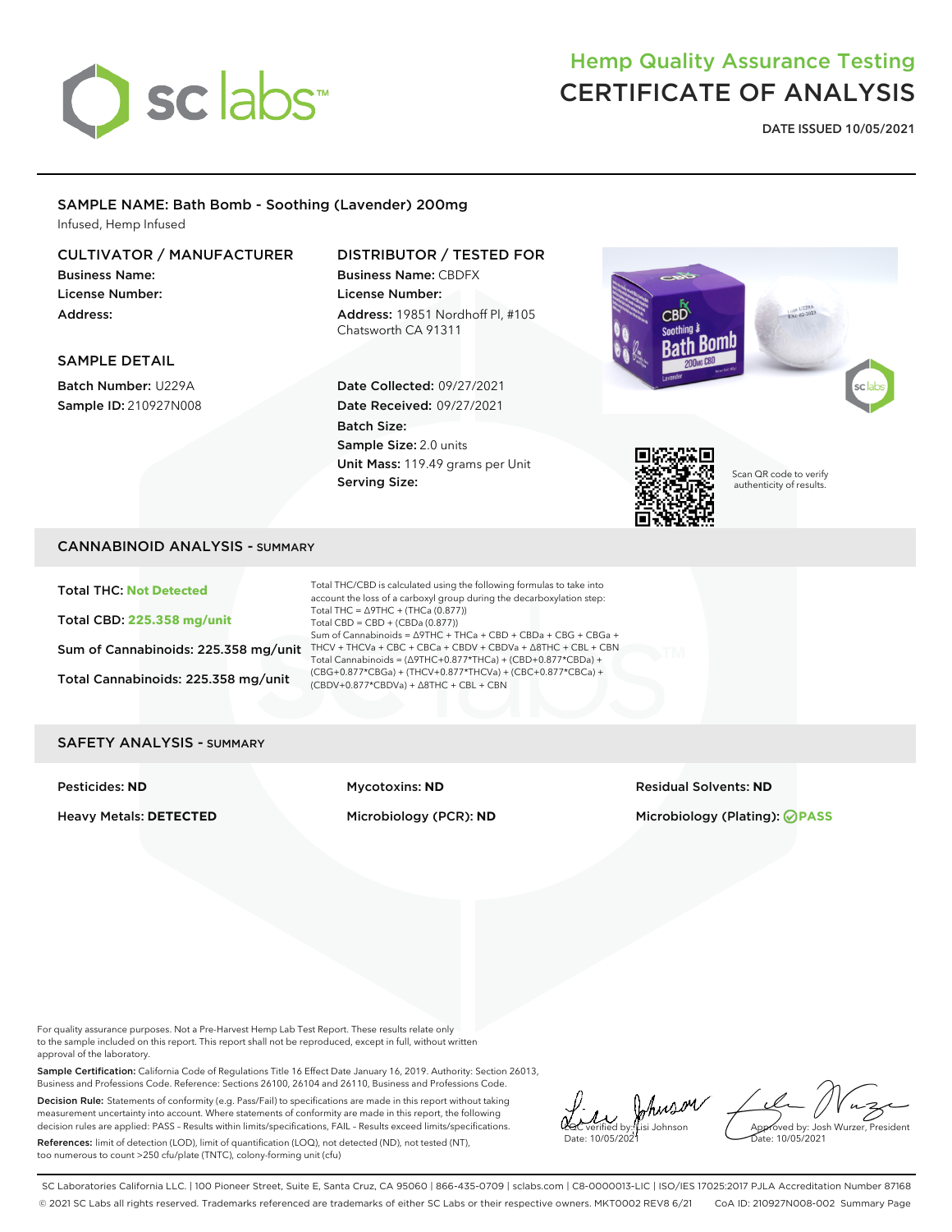# Hemp Quality Assurance Testing CERTIFICATE OF ANALYSIS

**DATE ISSUED 10/05/2021**

## SAMPLE NAME: Bath Bomb - Soothing (Lavender) 200mg

Infused, Hemp Infused

### CULTIVATOR / MANUFACTURER

**Business Name:**

**License Number:**

**Address:**

### DISTRIBUTOR / TESTED FOR

**Business Name:** CBDFX

**License Number:**

**Address:** 19851 Nordhoff Pl, #105 Chatsworth CA 91311

### SAMPLE DETAIL

**Batch Number:** U229A

**Sample ID:** 210927N008

**Date Collected:** 09/27/2021

**Date Received:** 09/27/2021

**Batch Size:**

**Sample Size:** 2.0 units

**Unit Mass:** 119.49 grams per Unit

**Serving Size:**

Scan QR code to verify authenticity of results.

## CANNABINOID ANALYSIS - SUMMARY

**Total THC:** Not Detected

**Total CBD:** 225.358 mg/unit

**Sum of Cannabinoids:** 225.358 mg/unit

**Total Cannabinoids:** 225.358 mg/unit

Total THC/CBD is calculated using the following formulas to take into account the loss of a carboxyl group during the decarboxylation step:
Total THC = Δ9THC + (THCa (0.877))
Total CBD = CBD + (CBDa (0.877))
Sum of Cannabinoids = Δ9THC + THCa + CBD + CBDa + CBG + CBGa + THCV + THCVa + CBC + CBCa + CBDV + CBDVa + Δ8THC + CBL + CBN
Total Cannabinoids = (Δ9THC+0.877*THCa) + (CBD+0.877*CBDa) + (CBG+0.877*CBGa) + (THCV+0.877*THCVa) + (CBC+0.877*CBCa) + (CBDV+0.877*CBDVa) + Δ8THC + CBL + CBN

## SAFETY ANALYSIS - SUMMARY

**Pesticides:** ND

**Mycotoxins:** ND

**Residual Solvents:** ND

**Heavy Metals:** DETECTED

**Microbiology (PCR):** ND

**Microbiology (Plating):** PASS

For quality assurance purposes. Not a Pre-Harvest Hemp Lab Test Report. These results relate only to the sample included on this report. This report shall not be reproduced, except in full, without written approval of the laboratory.

**Sample Certification:** California Code of Regulations Title 16 Effect Date January 16, 2019. Authority: Section 26013, Business and Professions Code. Reference: Sections 26100, 26104 and 26110, Business and Professions Code.

**Decision Rule:** Statements of conformity (e.g. Pass/Fail) to specifications are made in this report without taking measurement uncertainty into account. Where statements of conformity are made in this report, the following decision rules are applied: PASS – Results within limits/specifications, FAIL – Results exceed limits/specifications.

**References:** limit of detection (LOD), limit of quantification (LOQ), not detected (ND), not tested (NT), too numerous to count >250 cfu/plate (TNTC), colony-forming unit (cfu)

QC verified by: Lisi Johnson
Date: 10/05/2021

Approved by: Josh Wurzer, President
Date: 10/05/2021

SC Laboratories California LLC. | 100 Pioneer Street, Suite E, Santa Cruz, CA 95060 | 866-435-0709 | sclabs.com | C8-0000013-LIC | ISO/IES 17025:2017 PJLA Accreditation Number 87168
© 2021 SC Labs all rights reserved. Trademarks referenced are trademarks of either SC Labs or their respective owners. MKT0002 REV8 6/21 CoA ID: 210927N008-002 Summary Page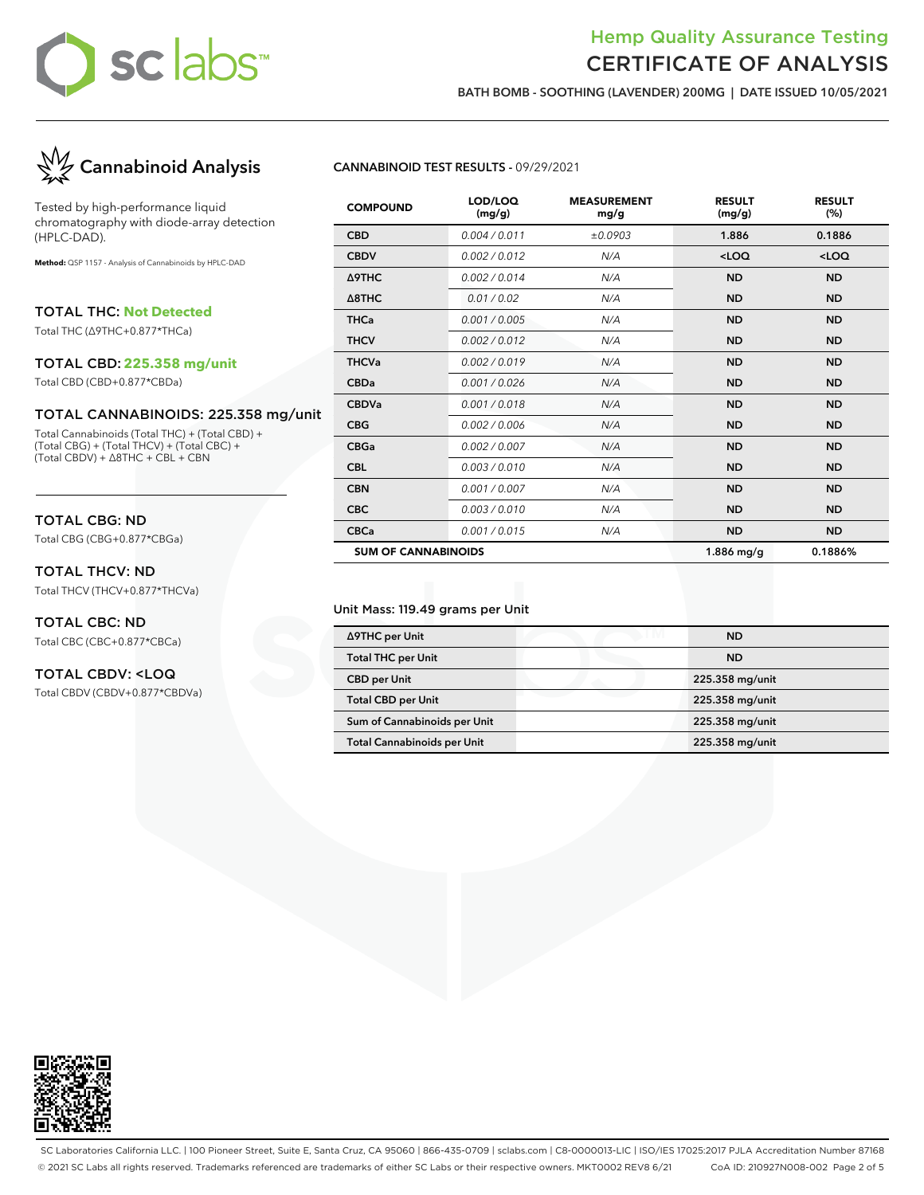# Hemp Quality Assurance Testing
# CERTIFICATE OF ANALYSIS

**BATH BOMB - SOOTHING (LAVENDER) 200MG | DATE ISSUED 10/05/2021**

## Cannabinoid Analysis

Tested by high-performance liquid chromatography with diode-array detection (HPLC-DAD).

**Method:** QSP 1157 - Analysis of Cannabinoids by HPLC-DAD

### TOTAL THC: Not Detected

Total THC (Δ9THC+0.877*THCa)

### TOTAL CBD: 225.358 mg/unit

Total CBD (CBD+0.877*CBDa)

### TOTAL CANNABINOIDS: 225.358 mg/unit

Total Cannabinoids (Total THC) + (Total CBD) + (Total CBG) + (Total THCV) + (Total CBC) + (Total CBDV) + Δ8THC + CBL + CBN

### TOTAL CBG: ND

Total CBG (CBG+0.877*CBGa)

### TOTAL THCV: ND

Total THCV (THCV+0.877*THCVa)

### TOTAL CBC: ND

Total CBC (CBC+0.877*CBCa)

### TOTAL CBDV: <LOQ

Total CBDV (CBDV+0.877*CBDVa)

**CANNABINOID TEST RESULTS** - 09/29/2021

| COMPOUND | LOD/LOQ (mg/g) | MEASUREMENT mg/g | RESULT (mg/g) | RESULT (%) |
|---|---|---|---|---|
| CBD | 0.004 / 0.011 | ±0.0903 | 1.886 | 0.1886 |
| CBDV | 0.002 / 0.012 | N/A | <LOQ | <LOQ |
| Δ9THC | 0.002 / 0.014 | N/A | ND | ND |
| Δ8THC | 0.01 / 0.02 | N/A | ND | ND |
| THCa | 0.001 / 0.005 | N/A | ND | ND |
| THCV | 0.002 / 0.012 | N/A | ND | ND |
| THCVa | 0.002 / 0.019 | N/A | ND | ND |
| CBDa | 0.001 / 0.026 | N/A | ND | ND |
| CBDVa | 0.001 / 0.018 | N/A | ND | ND |
| CBG | 0.002 / 0.006 | N/A | ND | ND |
| CBGa | 0.002 / 0.007 | N/A | ND | ND |
| CBL | 0.003 / 0.010 | N/A | ND | ND |
| CBN | 0.001 / 0.007 | N/A | ND | ND |
| CBC | 0.003 / 0.010 | N/A | ND | ND |
| CBCa | 0.001 / 0.015 | N/A | ND | ND |
| **SUM OF CANNABINOIDS** | | | **1.886 mg/g** | **0.1886%** |

Unit Mass: 119.49 grams per Unit

| | |
|---|---|
| Δ9THC per Unit | ND |
| Total THC per Unit | ND |
| CBD per Unit | 225.358 mg/unit |
| Total CBD per Unit | 225.358 mg/unit |
| Sum of Cannabinoids per Unit | 225.358 mg/unit |
| Total Cannabinoids per Unit | 225.358 mg/unit |

SC Laboratories California LLC. | 100 Pioneer Street, Suite E, Santa Cruz, CA 95060 | 866-435-0709 | sclabs.com | C8-0000013-LIC | ISO/IES 17025:2017 PJLA Accreditation Number 87168
© 2021 SC Labs all rights reserved. Trademarks referenced are trademarks of either SC Labs or their respective owners. MKT0002 REV8 6/21 CoA ID: 210927N008-002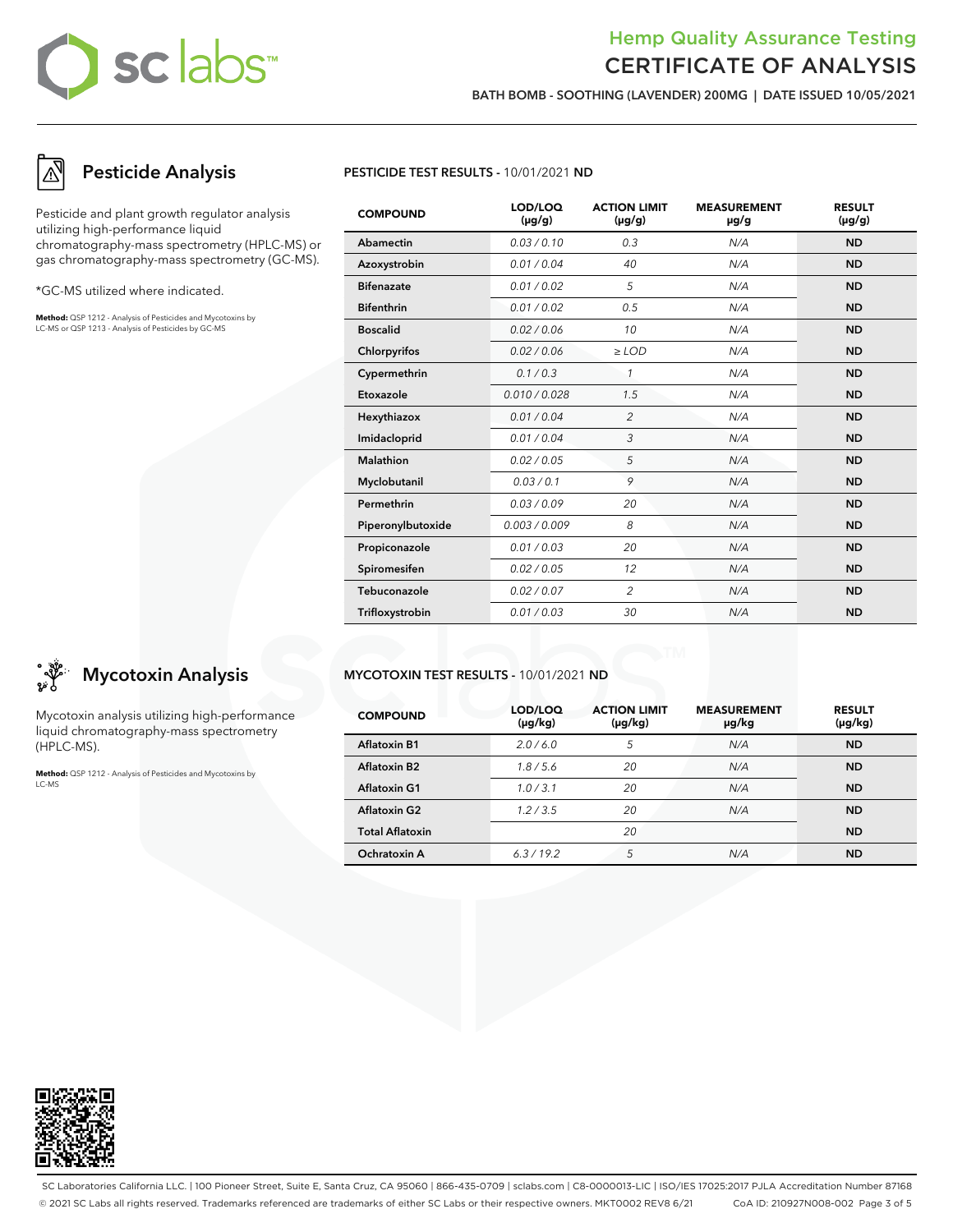# Hemp Quality Assurance Testing
## CERTIFICATE OF ANALYSIS

**BATH BOMB - SOOTHING (LAVENDER) 200MG | DATE ISSUED 10/05/2021**

## Pesticide Analysis

Pesticide and plant growth regulator analysis utilizing high-performance liquid chromatography-mass spectrometry (HPLC-MS) or gas chromatography-mass spectrometry (GC-MS).

*GC-MS utilized where indicated.

**Method:** QSP 1212 - Analysis of Pesticides and Mycotoxins by LC-MS or QSP 1213 - Analysis of Pesticides by GC-MS

**PESTICIDE TEST RESULTS -** 10/01/2021 **ND**

| COMPOUND | LOD/LOQ (µg/g) | ACTION LIMIT (µg/g) | MEASUREMENT µg/g | RESULT (µg/g) |
|---|---|---|---|---|
| Abamectin | 0.03 / 0.10 | 0.3 | N/A | ND |
| Azoxystrobin | 0.01 / 0.04 | 40 | N/A | ND |
| Bifenazate | 0.01 / 0.02 | 5 | N/A | ND |
| Bifenthrin | 0.01 / 0.02 | 0.5 | N/A | ND |
| Boscalid | 0.02 / 0.06 | 10 | N/A | ND |
| Chlorpyrifos | 0.02 / 0.06 | ≥ LOD | N/A | ND |
| Cypermethrin | 0.1 / 0.3 | 1 | N/A | ND |
| Etoxazole | 0.010 / 0.028 | 1.5 | N/A | ND |
| Hexythiazox | 0.01 / 0.04 | 2 | N/A | ND |
| Imidacloprid | 0.01 / 0.04 | 3 | N/A | ND |
| Malathion | 0.02 / 0.05 | 5 | N/A | ND |
| Myclobutanil | 0.03 / 0.1 | 9 | N/A | ND |
| Permethrin | 0.03 / 0.09 | 20 | N/A | ND |
| Piperonylbutoxide | 0.003 / 0.009 | 8 | N/A | ND |
| Propiconazole | 0.01 / 0.03 | 20 | N/A | ND |
| Spiromesifen | 0.02 / 0.05 | 12 | N/A | ND |
| Tebuconazole | 0.02 / 0.07 | 2 | N/A | ND |
| Trifloxystrobin | 0.01 / 0.03 | 30 | N/A | ND |

## Mycotoxin Analysis

Mycotoxin analysis utilizing high-performance liquid chromatography-mass spectrometry (HPLC-MS).

**Method:** QSP 1212 - Analysis of Pesticides and Mycotoxins by LC-MS

**MYCOTOXIN TEST RESULTS -** 10/01/2021 **ND**

| COMPOUND | LOD/LOQ (µg/kg) | ACTION LIMIT (µg/kg) | MEASUREMENT µg/kg | RESULT (µg/kg) |
|---|---|---|---|---|
| Aflatoxin B1 | 2.0 / 6.0 | 5 | N/A | ND |
| Aflatoxin B2 | 1.8 / 5.6 | 20 | N/A | ND |
| Aflatoxin G1 | 1.0 / 3.1 | 20 | N/A | ND |
| Aflatoxin G2 | 1.2 / 3.5 | 20 | N/A | ND |
| Total Aflatoxin | | 20 | | ND |
| Ochratoxin A | 6.3 / 19.2 | 5 | N/A | ND |

SC Laboratories California LLC. | 100 Pioneer Street, Suite E, Santa Cruz, CA 95060 | 866-435-0709 | sclabs.com | C8-0000013-LIC | ISO/IES 17025:2017 PJLA Accreditation Number 87168
© 2021 SC Labs all rights reserved. Trademarks referenced are trademarks of either SC Labs or their respective owners. MKT0002 REV8 6/21 CoA ID: 210927N008-002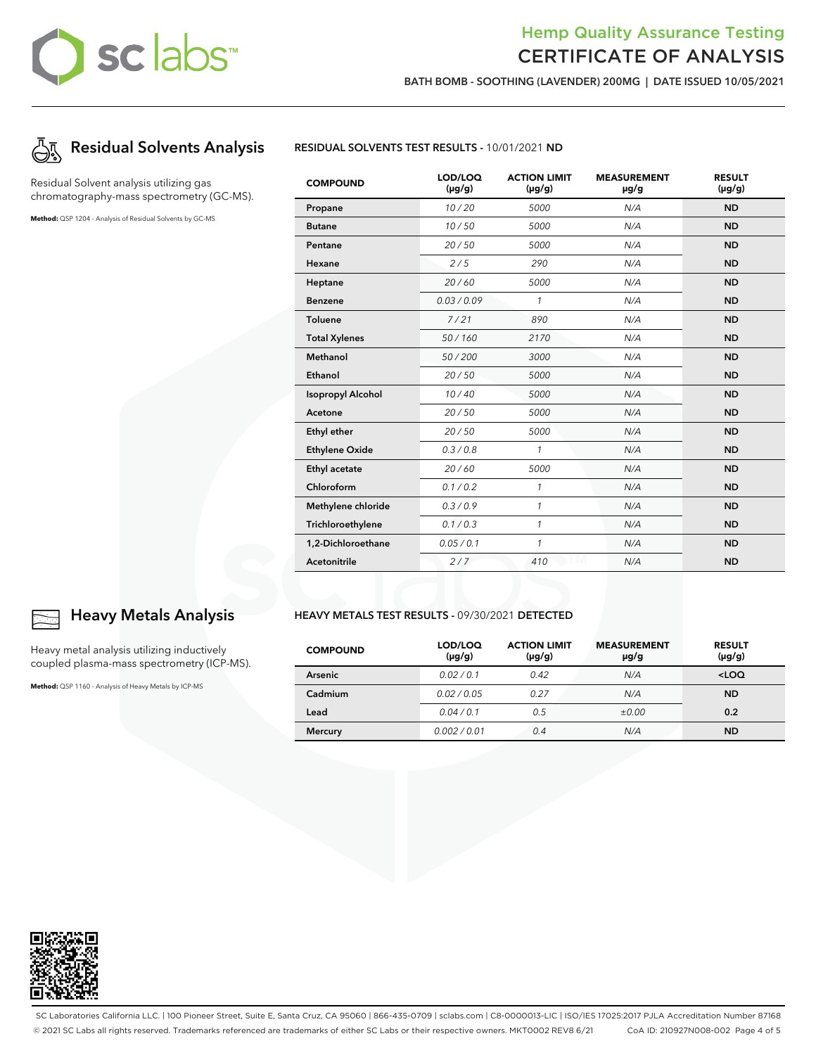# Hemp Quality Assurance Testing
# CERTIFICATE OF ANALYSIS

**BATH BOMB - SOOTHING (LAVENDER) 200MG | DATE ISSUED 10/05/2021**

## Residual Solvents Analysis

Residual Solvent analysis utilizing gas chromatography-mass spectrometry (GC-MS).

**Method:** QSP 1204 - Analysis of Residual Solvents by GC-MS

**RESIDUAL SOLVENTS TEST RESULTS** - 10/01/2021 **ND**

| COMPOUND | LOD/LOQ (μg/g) | ACTION LIMIT (μg/g) | MEASUREMENT μg/g | RESULT (μg/g) |
|---|---|---|---|---|
| Propane | 10 / 20 | 5000 | N/A | ND |
| Butane | 10 / 50 | 5000 | N/A | ND |
| Pentane | 20 / 50 | 5000 | N/A | ND |
| Hexane | 2 / 5 | 290 | N/A | ND |
| Heptane | 20 / 60 | 5000 | N/A | ND |
| Benzene | 0.03 / 0.09 | 1 | N/A | ND |
| Toluene | 7 / 21 | 890 | N/A | ND |
| Total Xylenes | 50 / 160 | 2170 | N/A | ND |
| Methanol | 50 / 200 | 3000 | N/A | ND |
| Ethanol | 20 / 50 | 5000 | N/A | ND |
| Isopropyl Alcohol | 10 / 40 | 5000 | N/A | ND |
| Acetone | 20 / 50 | 5000 | N/A | ND |
| Ethyl ether | 20 / 50 | 5000 | N/A | ND |
| Ethylene Oxide | 0.3 / 0.8 | 1 | N/A | ND |
| Ethyl acetate | 20 / 60 | 5000 | N/A | ND |
| Chloroform | 0.1 / 0.2 | 1 | N/A | ND |
| Methylene chloride | 0.3 / 0.9 | 1 | N/A | ND |
| Trichloroethylene | 0.1 / 0.3 | 1 | N/A | ND |
| 1,2-Dichloroethane | 0.05 / 0.1 | 1 | N/A | ND |
| Acetonitrile | 2 / 7 | 410 | N/A | ND |

## Heavy Metals Analysis

Heavy metal analysis utilizing inductively coupled plasma-mass spectrometry (ICP-MS).

**Method:** QSP 1160 - Analysis of Heavy Metals by ICP-MS

**HEAVY METALS TEST RESULTS** - 09/30/2021 **DETECTED**

| COMPOUND | LOD/LOQ (μg/g) | ACTION LIMIT (μg/g) | MEASUREMENT μg/g | RESULT (μg/g) |
|---|---|---|---|---|
| Arsenic | 0.02 / 0.1 | 0.42 | N/A | <LOQ |
| Cadmium | 0.02 / 0.05 | 0.27 | N/A | ND |
| Lead | 0.04 / 0.1 | 0.5 | ±0.00 | 0.2 |
| Mercury | 0.002 / 0.01 | 0.4 | N/A | ND |

SC Laboratories California LLC. | 100 Pioneer Street, Suite E, Santa Cruz, CA 95060 | 866-435-0709 | sclabs.com | C8-0000013-LIC | ISO/IES 17025:2017 PJLA Accreditation Number 87168
© 2021 SC Labs all rights reserved. Trademarks referenced are trademarks of either SC Labs or their respective owners. MKT0002 REV8 6/21 CoA ID: 210927N008-002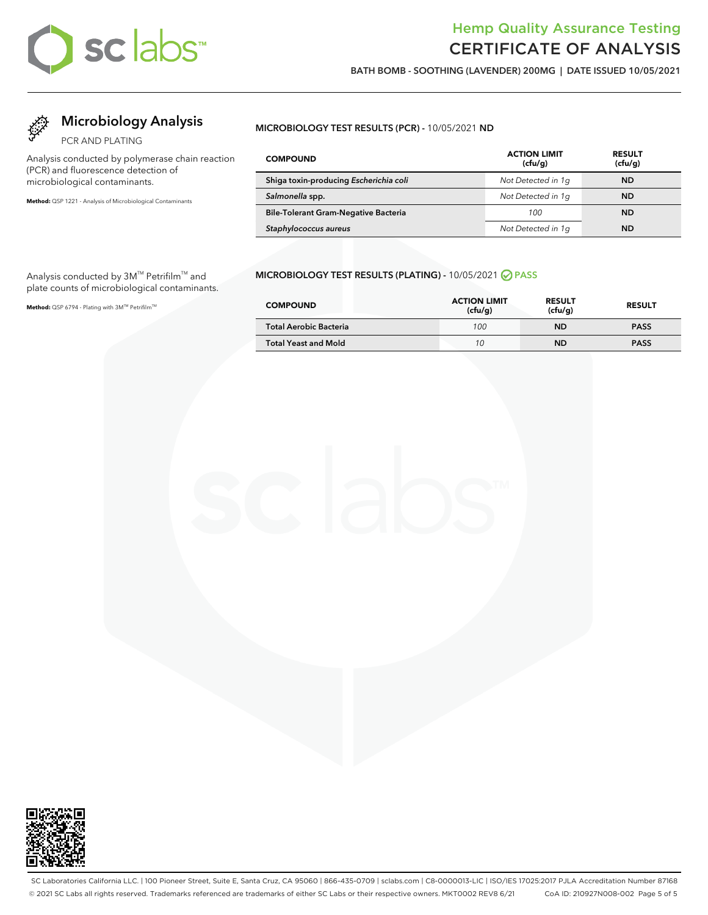# Microbiology Analysis

PCR AND PLATING

Analysis conducted by polymerase chain reaction (PCR) and fluorescence detection of microbiological contaminants.

**Method:** QSP 1221 - Analysis of Microbiological Contaminants

### MICROBIOLOGY TEST RESULTS (PCR) - 10/05/2021 ND

| COMPOUND | ACTION LIMIT (cfu/g) | RESULT (cfu/g) |
|---|---|---|
| Shiga toxin-producing *Escherichia coli* | *Not Detected in 1g* | **ND** |
| *Salmonella* spp. | *Not Detected in 1g* | **ND** |
| Bile-Tolerant Gram-Negative Bacteria | *100* | **ND** |
| *Staphylococcus aureus* | *Not Detected in 1g* | **ND** |

Analysis conducted by 3M™ Petrifilm™ and plate counts of microbiological contaminants.

**Method:** QSP 6794 - Plating with 3M™ Petrifilm™

### MICROBIOLOGY TEST RESULTS (PLATING) - 10/05/2021 PASS

| COMPOUND | ACTION LIMIT (cfu/g) | RESULT (cfu/g) | RESULT |
|---|---|---|---|
| Total Aerobic Bacteria | *100* | **ND** | **PASS** |
| Total Yeast and Mold | *10* | **ND** | **PASS** |

SC Laboratories California LLC. | 100 Pioneer Street, Suite E, Santa Cruz, CA 95060 | 866-435-0709 | sclabs.com | C8-0000013-LIC | ISO/IES 17025:2017 PJLA Accreditation Number 87168
© 2021 SC Labs all rights reserved. Trademarks referenced are trademarks of either SC Labs or their respective owners. MKT0002 REV8 6/21 CoA ID: 210927N008-002